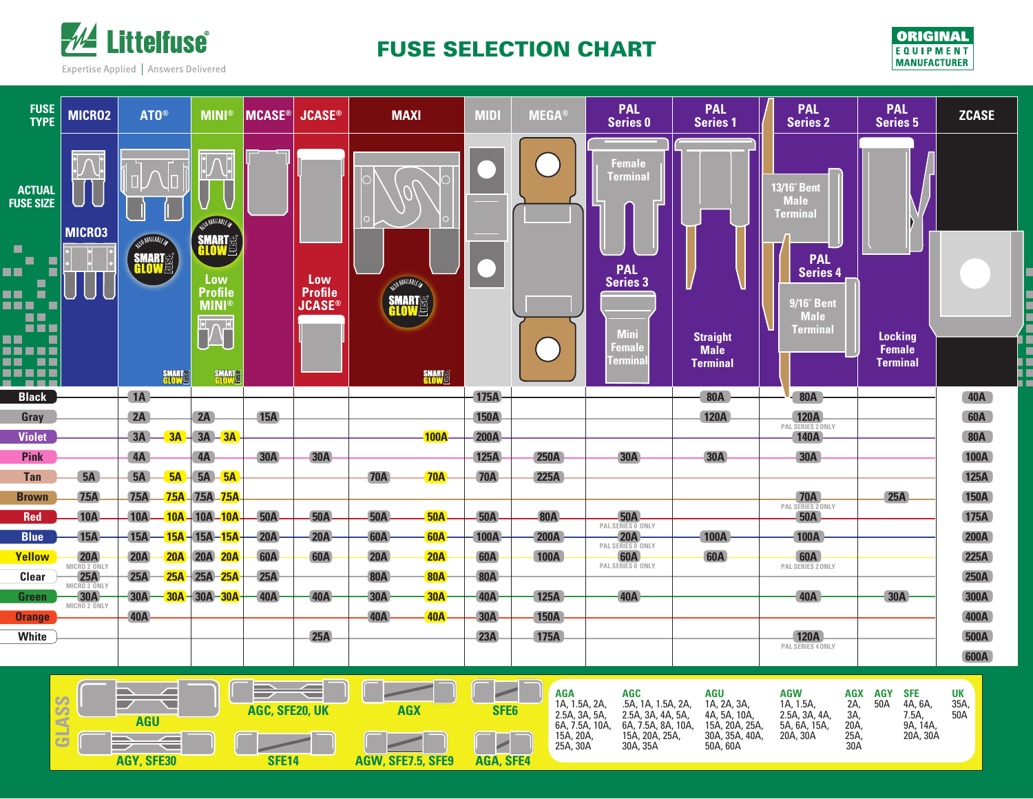# FUSE SELECTION CHART

Littelfuse — Expertise Applied | Answers Delivered

ORIGINAL EQUIPMENT MANUFACTURER

| FUSE TYPE | MICRO2 / MICRO3 | ATO® | ATO® (SMART GLOW) | MINI® | MINI® / Low Profile MINI® (SMART GLOW) | MCASE® | JCASE® / Low Profile JCASE® | MAXI | MAXI (SMART GLOW) | MIDI | MEGA® | PAL Series 0 / PAL Series 3 | PAL Series 1 | PAL Series 2 / PAL Series 4 | PAL Series 5 | ZCASE |
|---|---|---|---|---|---|---|---|---|---|---|---|---|---|---|---|---|
| ACTUAL FUSE SIZE | | | | | | | | | | | | Female Terminal / Mini Female Terminal | Straight Male Terminal | 13/16" Bent Male Terminal / 9/16" Bent Male Terminal | Locking Female Terminal | |
| Black | | 1A | | | | | | | | 175A | | | 80A | 80A | | 40A |
| Gray | | 2A | | 2A | | 15A | | | | 150A | | | 120A | 120A (PAL SERIES 2 ONLY) | | 60A |
| Violet | | 3A | 3A | 3A | 3A | | | | 100A | 200A | | | | 140A | | 80A |
| Pink | | 4A | | 4A | | 30A | 30A | | | 125A | 250A | 30A | 30A | 30A | | 100A |
| Tan | 5A | 5A | 5A | 5A | 5A | | | 70A | 70A | 70A | 225A | | | | | 125A |
| Brown | 7.5A | 7.5A | 7.5A | 7.5A | 7.5A | | | | | | | | | 70A (PAL SERIES 2 ONLY) | 25A | 150A |
| Red | 10A | 10A | 10A | 10A | 10A | 50A | 50A | 50A | 50A | 50A | 80A | 50A (PAL SERIES 0 ONLY) | | 50A | | 175A |
| Blue | 15A | 15A | 15A | 15A | 15A | 20A | 20A | 60A | 60A | 100A | 200A | 20A (PAL SERIES 0 ONLY) | 100A | 100A | | 200A |
| Yellow | 20A (MICRO 2 ONLY) | 20A | 20A | 20A | 20A | 60A | 60A | 20A | 20A | 60A | 100A | 60A (PAL SERIES 0 ONLY) | 60A | 60A (PAL SERIES 2 ONLY) | | 225A |
| Clear | 25A (MICRO 2 ONLY) | 25A | 25A | 25A | 25A | 25A | | 80A | 80A | 80A | | | | | | 250A |
| Green | 30A (MICRO 2 ONLY) | 30A | 30A | 30A | 30A | 40A | 40A | 30A | 30A | 40A | 125A | 40A | | 40A | 30A | 300A |
| Orange | | 40A | | | | | | 40A | 40A | 30A | 150A | | | | | 400A |
| White | | | | | | | 25A | | | 23A | 175A | | | 120A (PAL SERIES 4 ONLY) | | 500A |
| | | | | | | | | | | | | | | | | 600A |

## GLASS

AGU; AGC, SFE20, UK; AGX; SFE6; AGY, SFE30; SFE14; AGW, SFE7.5, SFE9; AGA, SFE4

| AGA | AGC | AGU | AGW | AGX | AGY | SFE | UK |
|---|---|---|---|---|---|---|---|
| 1A, 1.5A, 2A, 2.5A, 3A, 5A, 6A, 7.5A, 10A, 15A, 20A, 25A, 30A | .5A, 1A, 1.5A, 2A, 2.5A, 3A, 4A, 5A, 6A, 7.5A, 8A, 10A, 15A, 20A, 25A, 30A, 35A | 1A, 2A, 3A, 4A, 5A, 10A, 15A, 20A, 25A, 30A, 35A, 40A, 50A, 60A | 1A, 1.5A, 2.5A, 3A, 4A, 5A, 6A, 15A, 20A, 30A | 2A, 3A, 20A, 25A, 30A | 50A | 4A, 6A, 7.5A, 9A, 14A, 20A, 30A | 35A, 50A |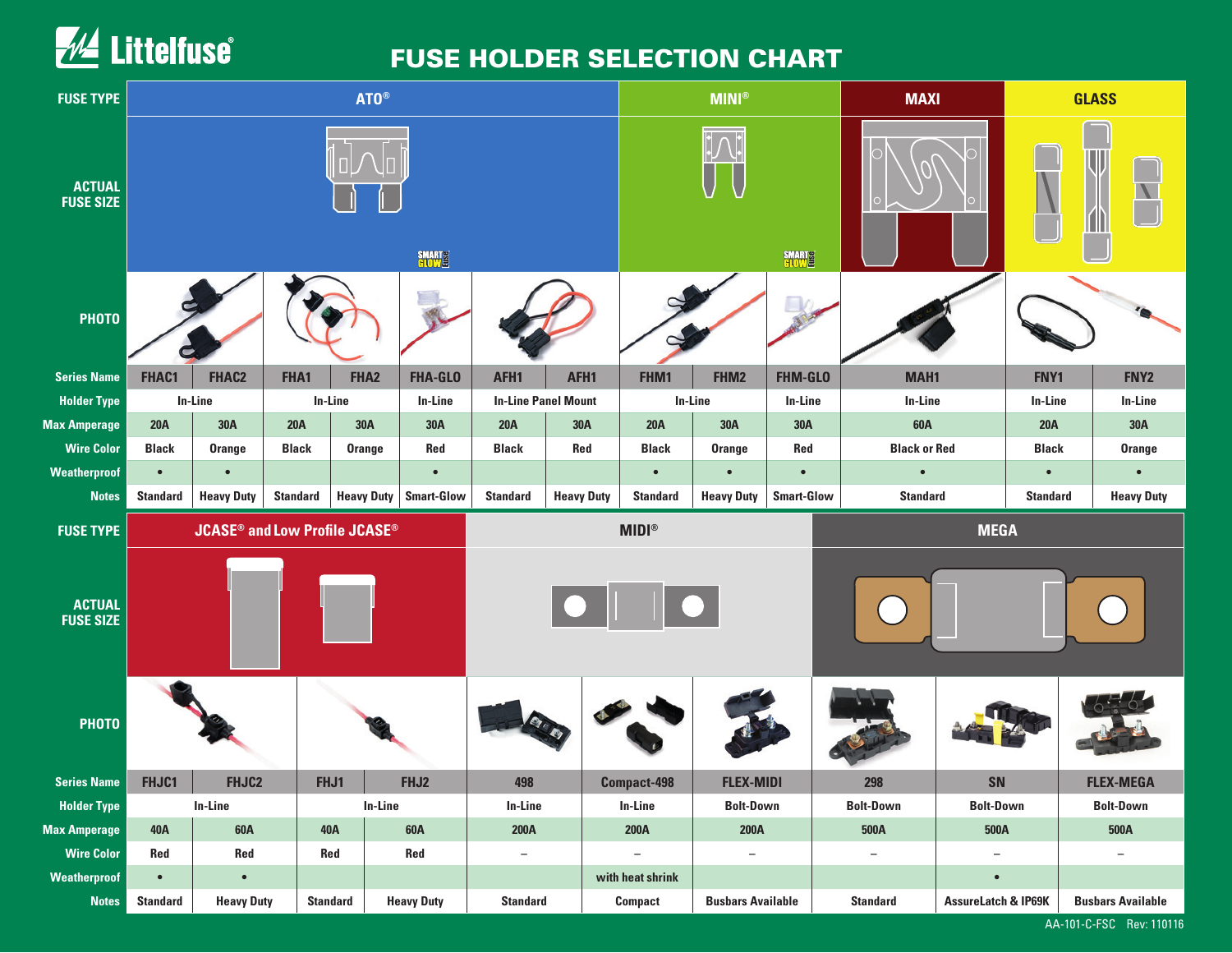# Littelfuse®

## FUSE HOLDER SELECTION CHART

| FUSE TYPE | ATO® | | | | | | | MINI® | | | MAXI | GLASS | |
|---|---|---|---|---|---|---|---|---|---|---|---|---|---|
| Series Name | FHAC1 | FHAC2 | FHA1 | FHA2 | FHA-GLO | AFH1 | AFH1 | FHM1 | FHM2 | FHM-GLO | MAH1 | FNY1 | FNY2 |
| Holder Type | In-Line | | In-Line | | In-Line | In-Line Panel Mount | | In-Line | | In-Line | In-Line | In-Line | In-Line |
| Max Amperage | 20A | 30A | 20A | 30A | 30A | 20A | 30A | 20A | 30A | 30A | 60A | 20A | 30A |
| Wire Color | Black | Orange | Black | Orange | Red | Black | Red | Black | Orange | Red | Black or Red | Black | Orange |
| Weatherproof | • | • | | | • | | | • | • | • | • | • | • |
| Notes | Standard | Heavy Duty | Standard | Heavy Duty | Smart-Glow | Standard | Heavy Duty | Standard | Heavy Duty | Smart-Glow | Standard | Standard | Heavy Duty |

| FUSE TYPE | JCASE® and Low Profile JCASE® | | | | MIDI® | | | MEGA | | |
|---|---|---|---|---|---|---|---|---|---|---|
| Series Name | FHJC1 | FHJC2 | FHJ1 | FHJ2 | 498 | Compact-498 | FLEX-MIDI | 298 | SN | FLEX-MEGA |
| Holder Type | In-Line | | In-Line | | In-Line | In-Line | Bolt-Down | Bolt-Down | Bolt-Down | Bolt-Down |
| Max Amperage | 40A | 60A | 40A | 60A | 200A | 200A | 200A | 500A | 500A | 500A |
| Wire Color | Red | Red | Red | Red | – | – | – | – | – | – |
| Weatherproof | • | • | | | | with heat shrink | | | • | |
| Notes | Standard | Heavy Duty | Standard | Heavy Duty | Standard | Compact | Busbars Available | Standard | AssureLatch & IP69K | Busbars Available |

AA-101-C-FSC Rev: 110116